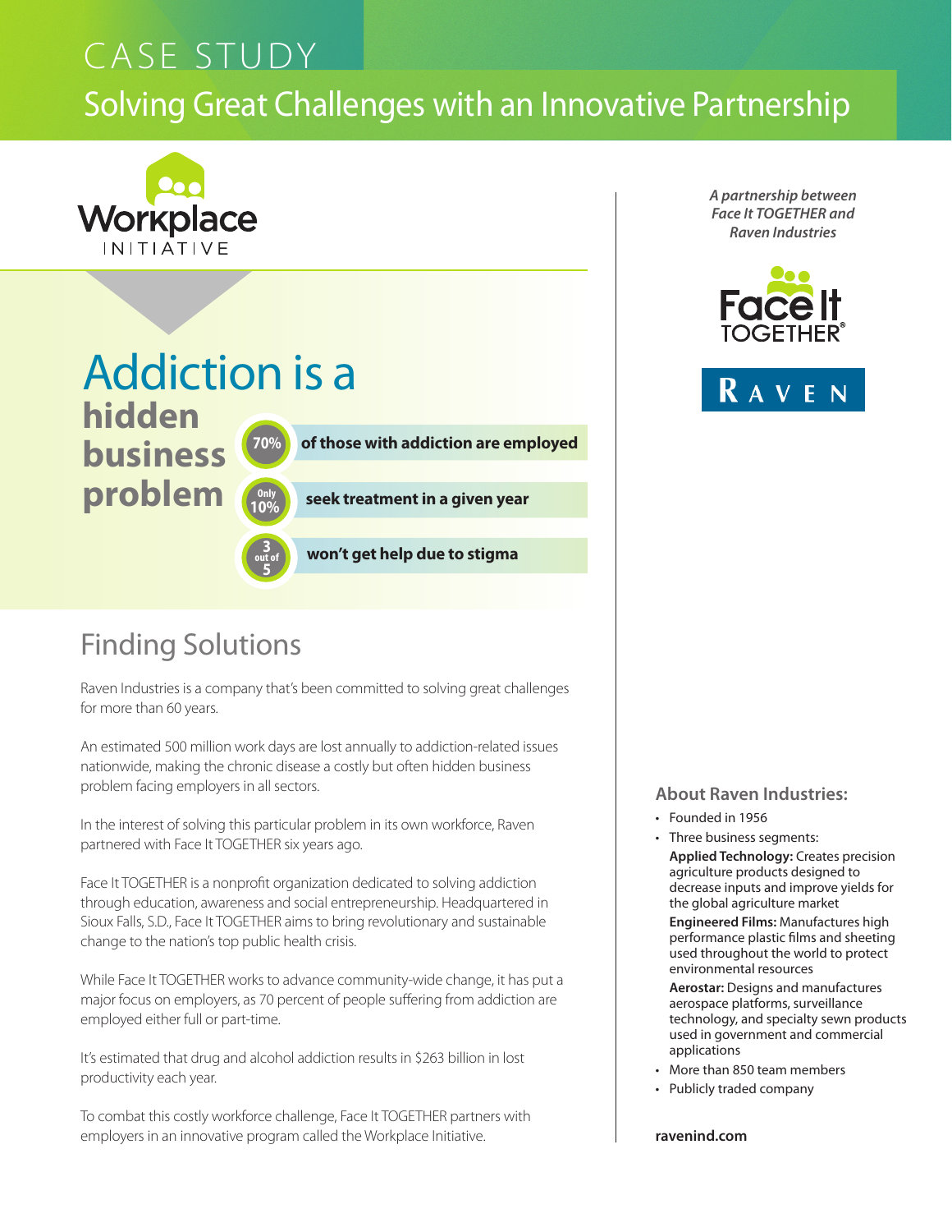# CASE STUDY

## Solving Great Challenges with an Innovative Partnership

Workplace INITIATIVE

*A partnership between Face It TOGETHER and Raven Industries*

Face It TOGETHER®

RAVEN

## Addiction is a hidden business problem

- **70%** of those with addiction are employed
- **Only 10%** seek treatment in a given year
- **3 out of 5** won't get help due to stigma

## Finding Solutions

Raven Industries is a company that's been committed to solving great challenges for more than 60 years.

An estimated 500 million work days are lost annually to addiction-related issues nationwide, making the chronic disease a costly but often hidden business problem facing employers in all sectors.

In the interest of solving this particular problem in its own workforce, Raven partnered with Face It TOGETHER six years ago.

Face It TOGETHER is a nonprofit organization dedicated to solving addiction through education, awareness and social entrepreneurship. Headquartered in Sioux Falls, S.D., Face It TOGETHER aims to bring revolutionary and sustainable change to the nation's top public health crisis.

While Face It TOGETHER works to advance community-wide change, it has put a major focus on employers, as 70 percent of people suffering from addiction are employed either full or part-time.

It's estimated that drug and alcohol addiction results in $263 billion in lost productivity each year.

To combat this costly workforce challenge, Face It TOGETHER partners with employers in an innovative program called the Workplace Initiative.

### About Raven Industries:

- Founded in 1956
- Three business segments:
  - **Applied Technology:** Creates precision agriculture products designed to decrease inputs and improve yields for the global agriculture market
  - **Engineered Films:** Manufactures high performance plastic films and sheeting used throughout the world to protect environmental resources
  - **Aerostar:** Designs and manufactures aerospace platforms, surveillance technology, and specialty sewn products used in government and commercial applications
- More than 850 team members
- Publicly traded company

**ravenind.com**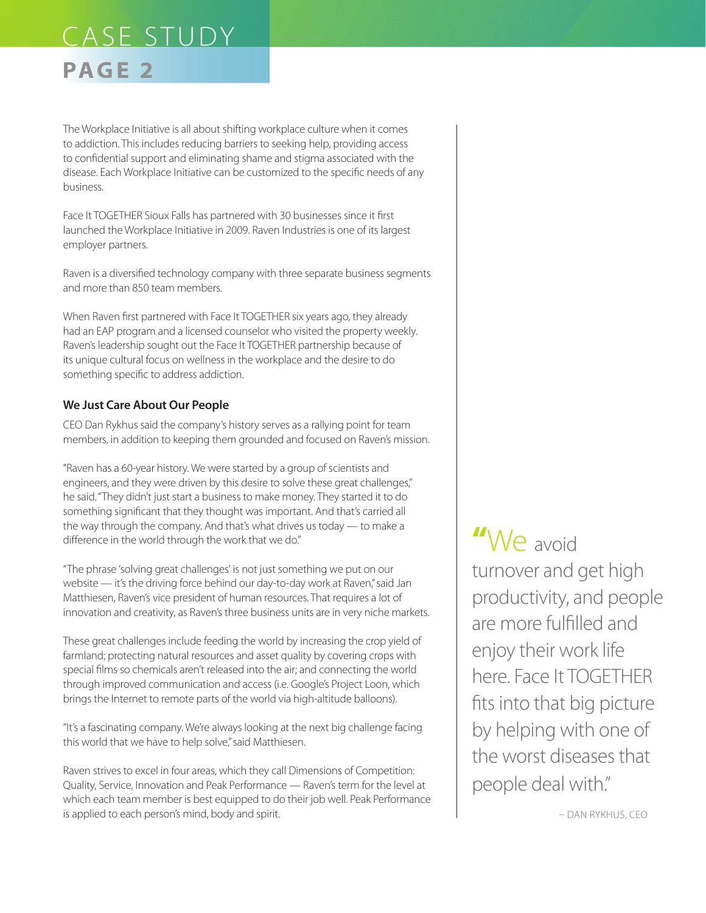The Workplace Initiative is all about shifting workplace culture when it comes to addiction. This includes reducing barriers to seeking help, providing access to confidential support and eliminating shame and stigma associated with the disease. Each Workplace Initiative can be customized to the specific needs of any business.

Face It TOGETHER Sioux Falls has partnered with 30 businesses since it first launched the Workplace Initiative in 2009. Raven Industries is one of its largest employer partners.

Raven is a diversified technology company with three separate business segments and more than 850 team members.

When Raven first partnered with Face It TOGETHER six years ago, they already had an EAP program and a licensed counselor who visited the property weekly. Raven's leadership sought out the Face It TOGETHER partnership because of its unique cultural focus on wellness in the workplace and the desire to do something specific to address addiction.

### We Just Care About Our People

CEO Dan Rykhus said the company's history serves as a rallying point for team members, in addition to keeping them grounded and focused on Raven's mission.

"Raven has a 60-year history. We were started by a group of scientists and engineers, and they were driven by this desire to solve these great challenges," he said. "They didn't just start a business to make money. They started it to do something significant that they thought was important. And that's carried all the way through the company. And that's what drives us today — to make a difference in the world through the work that we do."

"The phrase 'solving great challenges' is not just something we put on our website — it's the driving force behind our day-to-day work at Raven," said Jan Matthiesen, Raven's vice president of human resources. That requires a lot of innovation and creativity, as Raven's three business units are in very niche markets.

These great challenges include feeding the world by increasing the crop yield of farmland; protecting natural resources and asset quality by covering crops with special films so chemicals aren't released into the air; and connecting the world through improved communication and access (i.e. Google's Project Loon, which brings the Internet to remote parts of the world via high-altitude balloons).

"It's a fascinating company. We're always looking at the next big challenge facing this world that we have to help solve," said Matthiesen.

Raven strives to excel in four areas, which they call Dimensions of Competition: Quality, Service, Innovation and Peak Performance — Raven's term for the level at which each team member is best equipped to do their job well. Peak Performance is applied to each person's mind, body and spirit.

> "We avoid turnover and get high productivity, and people are more fulfilled and enjoy their work life here. Face It TOGETHER fits into that big picture by helping with one of the worst diseases that people deal with."
>
> – DAN RYKHUS, CEO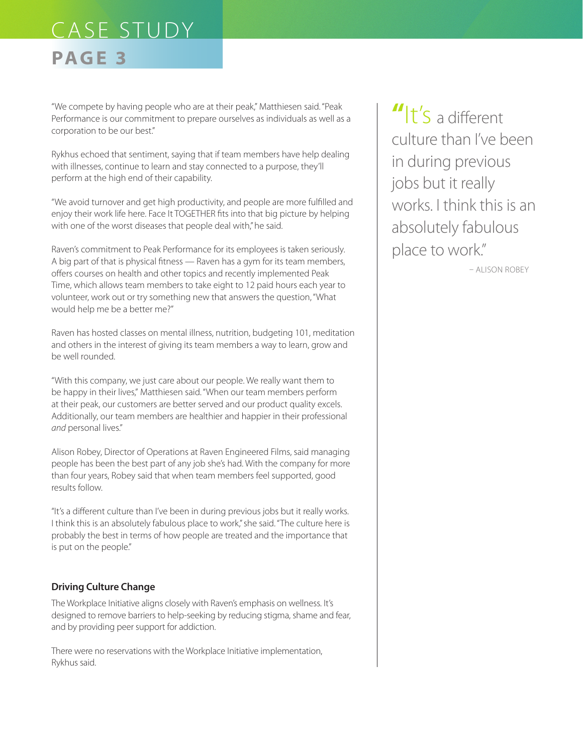"We compete by having people who are at their peak," Matthiesen said. "Peak Performance is our commitment to prepare ourselves as individuals as well as a corporation to be our best."

Rykhus echoed that sentiment, saying that if team members have help dealing with illnesses, continue to learn and stay connected to a purpose, they'll perform at the high end of their capability.

"We avoid turnover and get high productivity, and people are more fulfilled and enjoy their work life here. Face It TOGETHER fits into that big picture by helping with one of the worst diseases that people deal with," he said.

Raven's commitment to Peak Performance for its employees is taken seriously. A big part of that is physical fitness — Raven has a gym for its team members, offers courses on health and other topics and recently implemented Peak Time, which allows team members to take eight to 12 paid hours each year to volunteer, work out or try something new that answers the question, "What would help me be a better me?"

Raven has hosted classes on mental illness, nutrition, budgeting 101, meditation and others in the interest of giving its team members a way to learn, grow and be well rounded.

"With this company, we just care about our people. We really want them to be happy in their lives," Matthiesen said. "When our team members perform at their peak, our customers are better served and our product quality excels. Additionally, our team members are healthier and happier in their professional *and* personal lives."

Alison Robey, Director of Operations at Raven Engineered Films, said managing people has been the best part of any job she's had. With the company for more than four years, Robey said that when team members feel supported, good results follow.

"It's a different culture than I've been in during previous jobs but it really works. I think this is an absolutely fabulous place to work," she said. "The culture here is probably the best in terms of how people are treated and the importance that is put on the people."

> "It's a different culture than I've been in during previous jobs but it really works. I think this is an absolutely fabulous place to work."
>
> – ALISON ROBEY

### Driving Culture Change

The Workplace Initiative aligns closely with Raven's emphasis on wellness. It's designed to remove barriers to help-seeking by reducing stigma, shame and fear, and by providing peer support for addiction.

There were no reservations with the Workplace Initiative implementation, Rykhus said.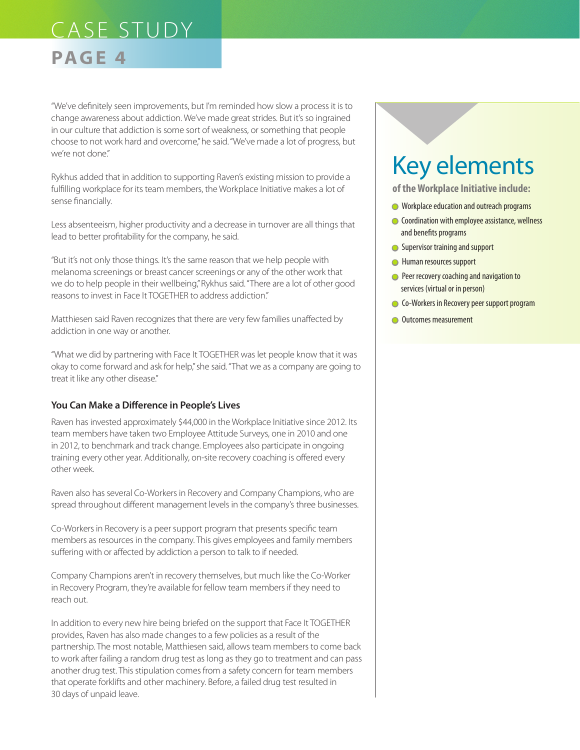"We've definitely seen improvements, but I'm reminded how slow a process it is to change awareness about addiction. We've made great strides. But it's so ingrained in our culture that addiction is some sort of weakness, or something that people choose to not work hard and overcome," he said. "We've made a lot of progress, but we're not done."

Rykhus added that in addition to supporting Raven's existing mission to provide a fulfilling workplace for its team members, the Workplace Initiative makes a lot of sense financially.

Less absenteeism, higher productivity and a decrease in turnover are all things that lead to better profitability for the company, he said.

"But it's not only those things. It's the same reason that we help people with melanoma screenings or breast cancer screenings or any of the other work that we do to help people in their wellbeing," Rykhus said. "There are a lot of other good reasons to invest in Face It TOGETHER to address addiction."

Matthiesen said Raven recognizes that there are very few families unaffected by addiction in one way or another.

"What we did by partnering with Face It TOGETHER was let people know that it was okay to come forward and ask for help," she said. "That we as a company are going to treat it like any other disease."

### You Can Make a Difference in People's Lives

Raven has invested approximately $44,000 in the Workplace Initiative since 2012. Its team members have taken two Employee Attitude Surveys, one in 2010 and one in 2012, to benchmark and track change. Employees also participate in ongoing training every other year. Additionally, on-site recovery coaching is offered every other week.

Raven also has several Co-Workers in Recovery and Company Champions, who are spread throughout different management levels in the company's three businesses.

Co-Workers in Recovery is a peer support program that presents specific team members as resources in the company. This gives employees and family members suffering with or affected by addiction a person to talk to if needed.

Company Champions aren't in recovery themselves, but much like the Co-Worker in Recovery Program, they're available for fellow team members if they need to reach out.

In addition to every new hire being briefed on the support that Face It TOGETHER provides, Raven has also made changes to a few policies as a result of the partnership. The most notable, Matthiesen said, allows team members to come back to work after failing a random drug test as long as they go to treatment and can pass another drug test. This stipulation comes from a safety concern for team members that operate forklifts and other machinery. Before, a failed drug test resulted in 30 days of unpaid leave.

## Key elements

**of the Workplace Initiative include:**

- Workplace education and outreach programs
- Coordination with employee assistance, wellness and benefits programs
- Supervisor training and support
- Human resources support
- Peer recovery coaching and navigation to services (virtual or in person)
- Co-Workers in Recovery peer support program
- Outcomes measurement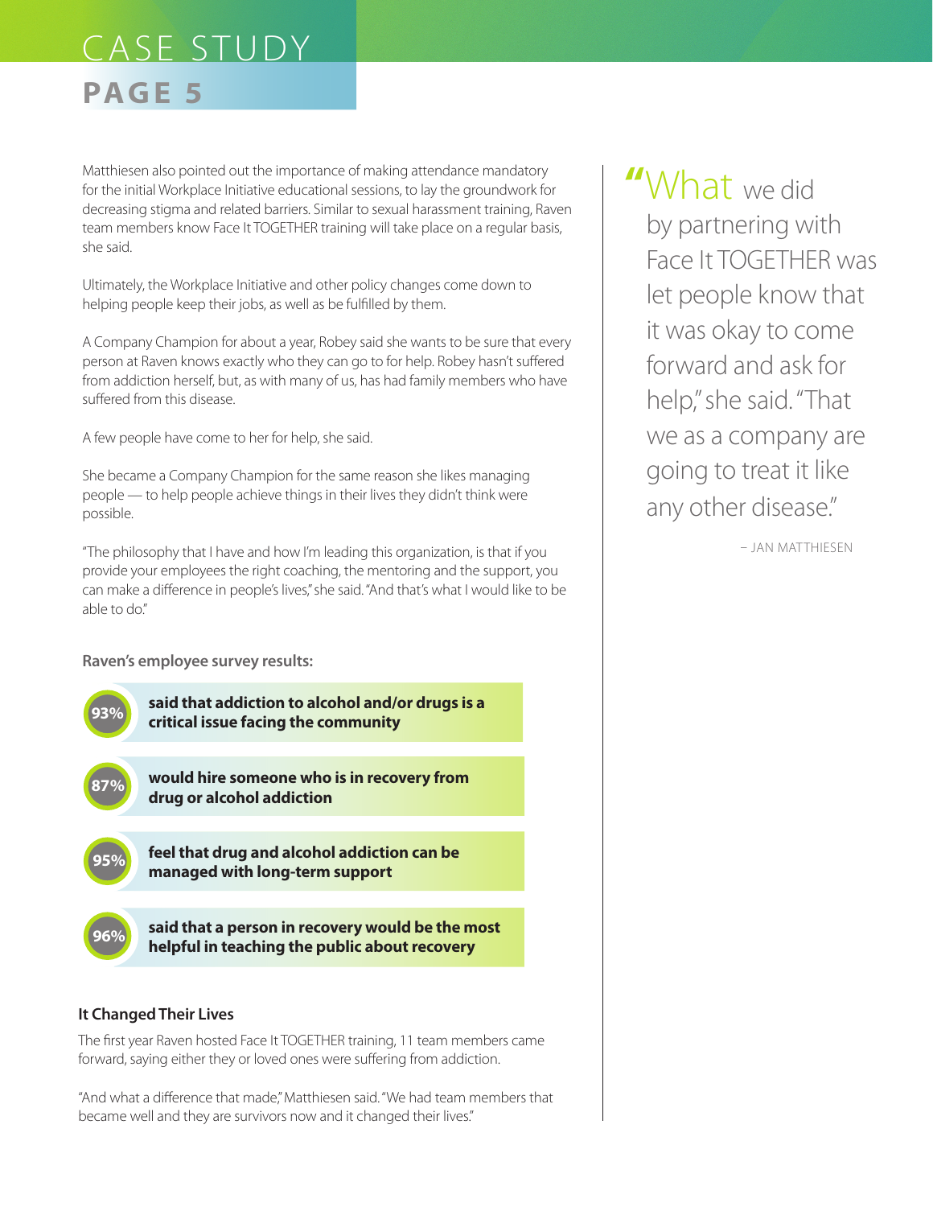Matthiesen also pointed out the importance of making attendance mandatory for the initial Workplace Initiative educational sessions, to lay the groundwork for decreasing stigma and related barriers. Similar to sexual harassment training, Raven team members know Face It TOGETHER training will take place on a regular basis, she said.

Ultimately, the Workplace Initiative and other policy changes come down to helping people keep their jobs, as well as be fulfilled by them.

A Company Champion for about a year, Robey said she wants to be sure that every person at Raven knows exactly who they can go to for help. Robey hasn't suffered from addiction herself, but, as with many of us, has had family members who have suffered from this disease.

A few people have come to her for help, she said.

She became a Company Champion for the same reason she likes managing people — to help people achieve things in their lives they didn't think were possible.

"The philosophy that I have and how I'm leading this organization, is that if you provide your employees the right coaching, the mentoring and the support, you can make a difference in people's lives," she said. "And that's what I would like to be able to do."

**Raven's employee survey results:**

- **93%** **said that addiction to alcohol and/or drugs is a critical issue facing the community**
- **87%** **would hire someone who is in recovery from drug or alcohol addiction**
- **95%** **feel that drug and alcohol addiction can be managed with long-term support**
- **96%** **said that a person in recovery would be the most helpful in teaching the public about recovery**

### It Changed Their Lives

The first year Raven hosted Face It TOGETHER training, 11 team members came forward, saying either they or loved ones were suffering from addiction.

"And what a difference that made," Matthiesen said. "We had team members that became well and they are survivors now and it changed their lives."

> "What we did by partnering with Face It TOGETHER was let people know that it was okay to come forward and ask for help," she said. "That we as a company are going to treat it like any other disease."
>
> – JAN MATTHIESEN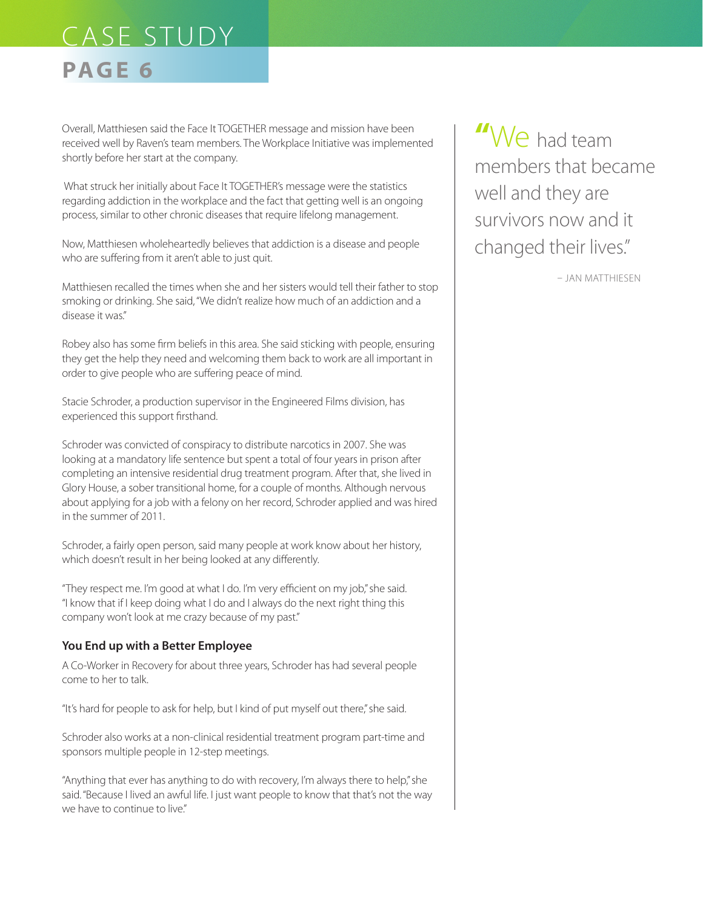Overall, Matthiesen said the Face It TOGETHER message and mission have been received well by Raven's team members. The Workplace Initiative was implemented shortly before her start at the company.

What struck her initially about Face It TOGETHER's message were the statistics regarding addiction in the workplace and the fact that getting well is an ongoing process, similar to other chronic diseases that require lifelong management.

Now, Matthiesen wholeheartedly believes that addiction is a disease and people who are suffering from it aren't able to just quit.

Matthiesen recalled the times when she and her sisters would tell their father to stop smoking or drinking. She said, "We didn't realize how much of an addiction and a disease it was."

Robey also has some firm beliefs in this area. She said sticking with people, ensuring they get the help they need and welcoming them back to work are all important in order to give people who are suffering peace of mind.

Stacie Schroder, a production supervisor in the Engineered Films division, has experienced this support firsthand.

Schroder was convicted of conspiracy to distribute narcotics in 2007. She was looking at a mandatory life sentence but spent a total of four years in prison after completing an intensive residential drug treatment program. After that, she lived in Glory House, a sober transitional home, for a couple of months. Although nervous about applying for a job with a felony on her record, Schroder applied and was hired in the summer of 2011.

Schroder, a fairly open person, said many people at work know about her history, which doesn't result in her being looked at any differently.

"They respect me. I'm good at what I do. I'm very efficient on my job," she said. "I know that if I keep doing what I do and I always do the next right thing this company won't look at me crazy because of my past."

### You End up with a Better Employee

A Co-Worker in Recovery for about three years, Schroder has had several people come to her to talk.

"It's hard for people to ask for help, but I kind of put myself out there," she said.

Schroder also works at a non-clinical residential treatment program part-time and sponsors multiple people in 12-step meetings.

"Anything that ever has anything to do with recovery, I'm always there to help," she said. "Because I lived an awful life. I just want people to know that that's not the way we have to continue to live."

> "We had team members that became well and they are survivors now and it changed their lives."
>
> – JAN MATTHIESEN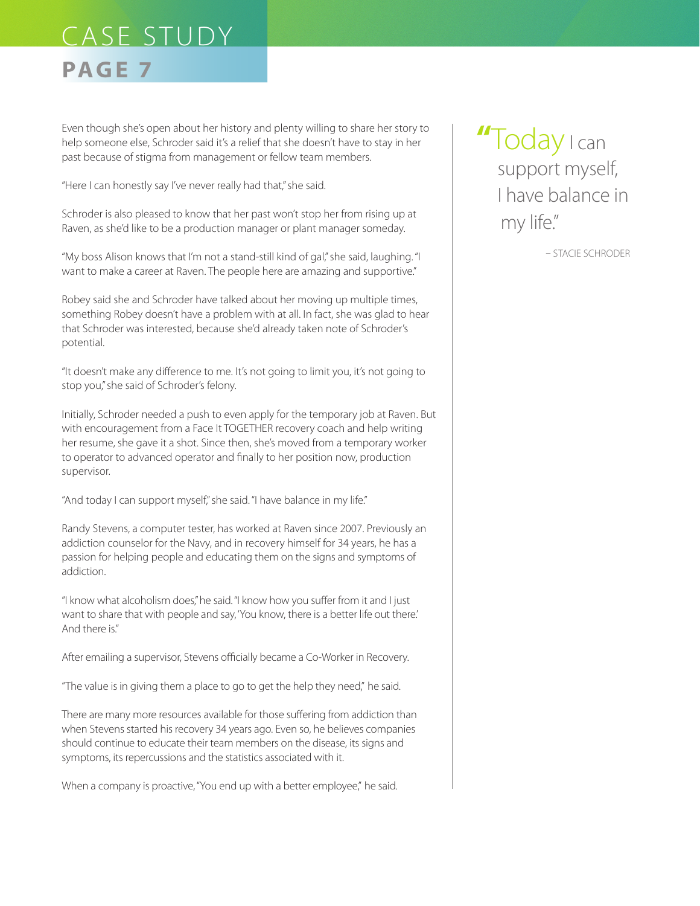Even though she's open about her history and plenty willing to share her story to help someone else, Schroder said it's a relief that she doesn't have to stay in her past because of stigma from management or fellow team members.

"Here I can honestly say I've never really had that," she said.

Schroder is also pleased to know that her past won't stop her from rising up at Raven, as she'd like to be a production manager or plant manager someday.

"My boss Alison knows that I'm not a stand-still kind of gal," she said, laughing. "I want to make a career at Raven. The people here are amazing and supportive."

Robey said she and Schroder have talked about her moving up multiple times, something Robey doesn't have a problem with at all. In fact, she was glad to hear that Schroder was interested, because she'd already taken note of Schroder's potential.

"It doesn't make any difference to me. It's not going to limit you, it's not going to stop you," she said of Schroder's felony.

Initially, Schroder needed a push to even apply for the temporary job at Raven. But with encouragement from a Face It TOGETHER recovery coach and help writing her resume, she gave it a shot. Since then, she's moved from a temporary worker to operator to advanced operator and finally to her position now, production supervisor.

"And today I can support myself," she said. "I have balance in my life."

Randy Stevens, a computer tester, has worked at Raven since 2007. Previously an addiction counselor for the Navy, and in recovery himself for 34 years, he has a passion for helping people and educating them on the signs and symptoms of addiction.

"I know what alcoholism does," he said. "I know how you suffer from it and I just want to share that with people and say, 'You know, there is a better life out there.' And there is."

After emailing a supervisor, Stevens officially became a Co-Worker in Recovery.

"The value is in giving them a place to go to get the help they need," he said.

There are many more resources available for those suffering from addiction than when Stevens started his recovery 34 years ago. Even so, he believes companies should continue to educate their team members on the disease, its signs and symptoms, its repercussions and the statistics associated with it.

When a company is proactive, "You end up with a better employee," he said.

> "Today I can support myself, I have balance in my life."
>
> – STACIE SCHRODER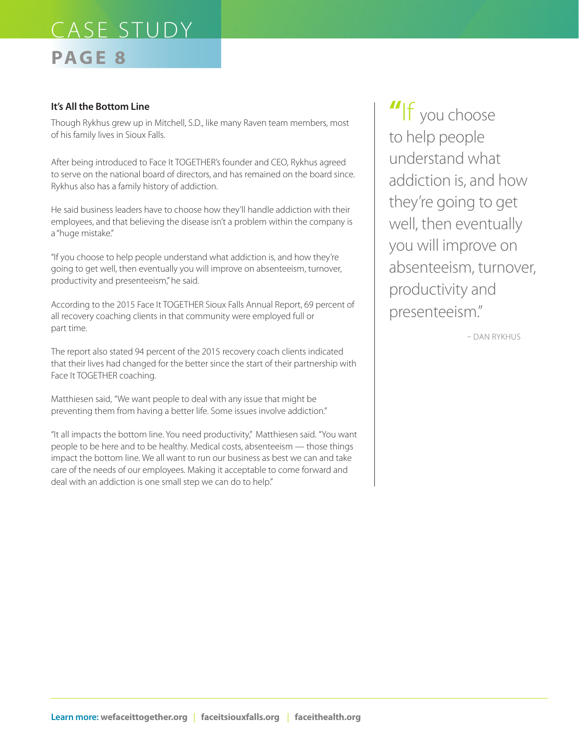## It's All the Bottom Line

Though Rykhus grew up in Mitchell, S.D., like many Raven team members, most of his family lives in Sioux Falls.

After being introduced to Face It TOGETHER's founder and CEO, Rykhus agreed to serve on the national board of directors, and has remained on the board since. Rykhus also has a family history of addiction.

He said business leaders have to choose how they'll handle addiction with their employees, and that believing the disease isn't a problem within the company is a "huge mistake."

"If you choose to help people understand what addiction is, and how they're going to get well, then eventually you will improve on absenteeism, turnover, productivity and presenteeism," he said.

According to the 2015 Face It TOGETHER Sioux Falls Annual Report, 69 percent of all recovery coaching clients in that community were employed full or part time.

The report also stated 94 percent of the 2015 recovery coach clients indicated that their lives had changed for the better since the start of their partnership with Face It TOGETHER coaching.

Matthiesen said, "We want people to deal with any issue that might be preventing them from having a better life. Some issues involve addiction."

"It all impacts the bottom line. You need productivity," Matthiesen said. "You want people to be here and to be healthy. Medical costs, absenteeism — those things impact the bottom line. We all want to run our business as best we can and take care of the needs of our employees. Making it acceptable to come forward and deal with an addiction is one small step we can do to help."

> "If you choose to help people understand what addiction is, and how they're going to get well, then eventually you will improve on absenteeism, turnover, productivity and presenteeism."
>
> – DAN RYKHUS

**Learn more:** **wefaceittogether.org** | **faceitsiouxfalls.org** | **faceithealth.org**